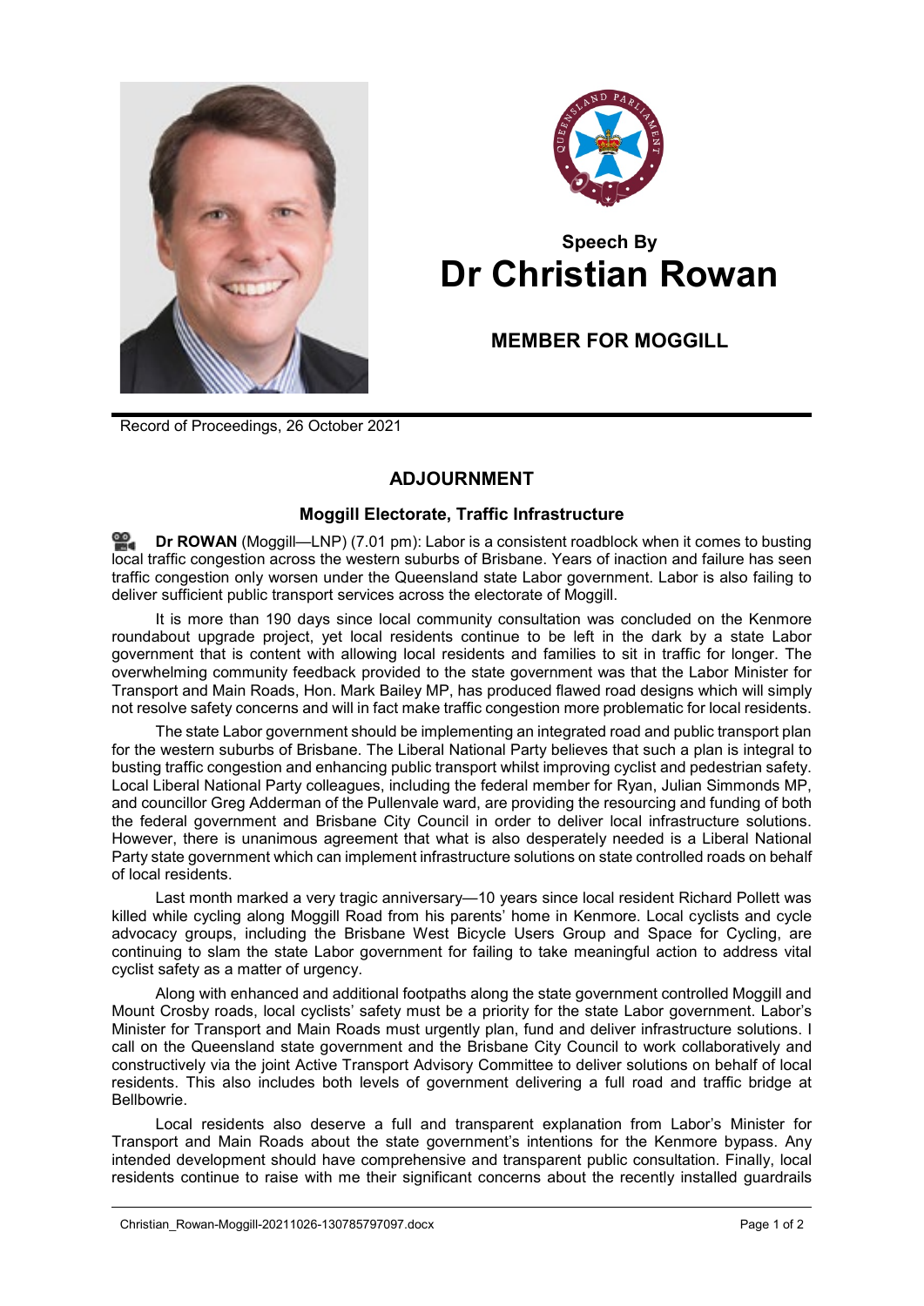## Speech By
# Dr Christian Rowan

### MEMBER FOR MOGGILL

Record of Proceedings, 26 October 2021

## ADJOURNMENT

### Moggill Electorate, Traffic Infrastructure

**Dr ROWAN** (Moggill—LNP) (7.01 pm): Labor is a consistent roadblock when it comes to busting local traffic congestion across the western suburbs of Brisbane. Years of inaction and failure has seen traffic congestion only worsen under the Queensland state Labor government. Labor is also failing to deliver sufficient public transport services across the electorate of Moggill.

It is more than 190 days since local community consultation was concluded on the Kenmore roundabout upgrade project, yet local residents continue to be left in the dark by a state Labor government that is content with allowing local residents and families to sit in traffic for longer. The overwhelming community feedback provided to the state government was that the Labor Minister for Transport and Main Roads, Hon. Mark Bailey MP, has produced flawed road designs which will simply not resolve safety concerns and will in fact make traffic congestion more problematic for local residents.

The state Labor government should be implementing an integrated road and public transport plan for the western suburbs of Brisbane. The Liberal National Party believes that such a plan is integral to busting traffic congestion and enhancing public transport whilst improving cyclist and pedestrian safety. Local Liberal National Party colleagues, including the federal member for Ryan, Julian Simmonds MP, and councillor Greg Adderman of the Pullenvale ward, are providing the resourcing and funding of both the federal government and Brisbane City Council in order to deliver local infrastructure solutions. However, there is unanimous agreement that what is also desperately needed is a Liberal National Party state government which can implement infrastructure solutions on state controlled roads on behalf of local residents.

Last month marked a very tragic anniversary—10 years since local resident Richard Pollett was killed while cycling along Moggill Road from his parents' home in Kenmore. Local cyclists and cycle advocacy groups, including the Brisbane West Bicycle Users Group and Space for Cycling, are continuing to slam the state Labor government for failing to take meaningful action to address vital cyclist safety as a matter of urgency.

Along with enhanced and additional footpaths along the state government controlled Moggill and Mount Crosby roads, local cyclists' safety must be a priority for the state Labor government. Labor's Minister for Transport and Main Roads must urgently plan, fund and deliver infrastructure solutions. I call on the Queensland state government and the Brisbane City Council to work collaboratively and constructively via the joint Active Transport Advisory Committee to deliver solutions on behalf of local residents. This also includes both levels of government delivering a full road and traffic bridge at Bellbowrie.

Local residents also deserve a full and transparent explanation from Labor's Minister for Transport and Main Roads about the state government's intentions for the Kenmore bypass. Any intended development should have comprehensive and transparent public consultation. Finally, local residents continue to raise with me their significant concerns about the recently installed guardrails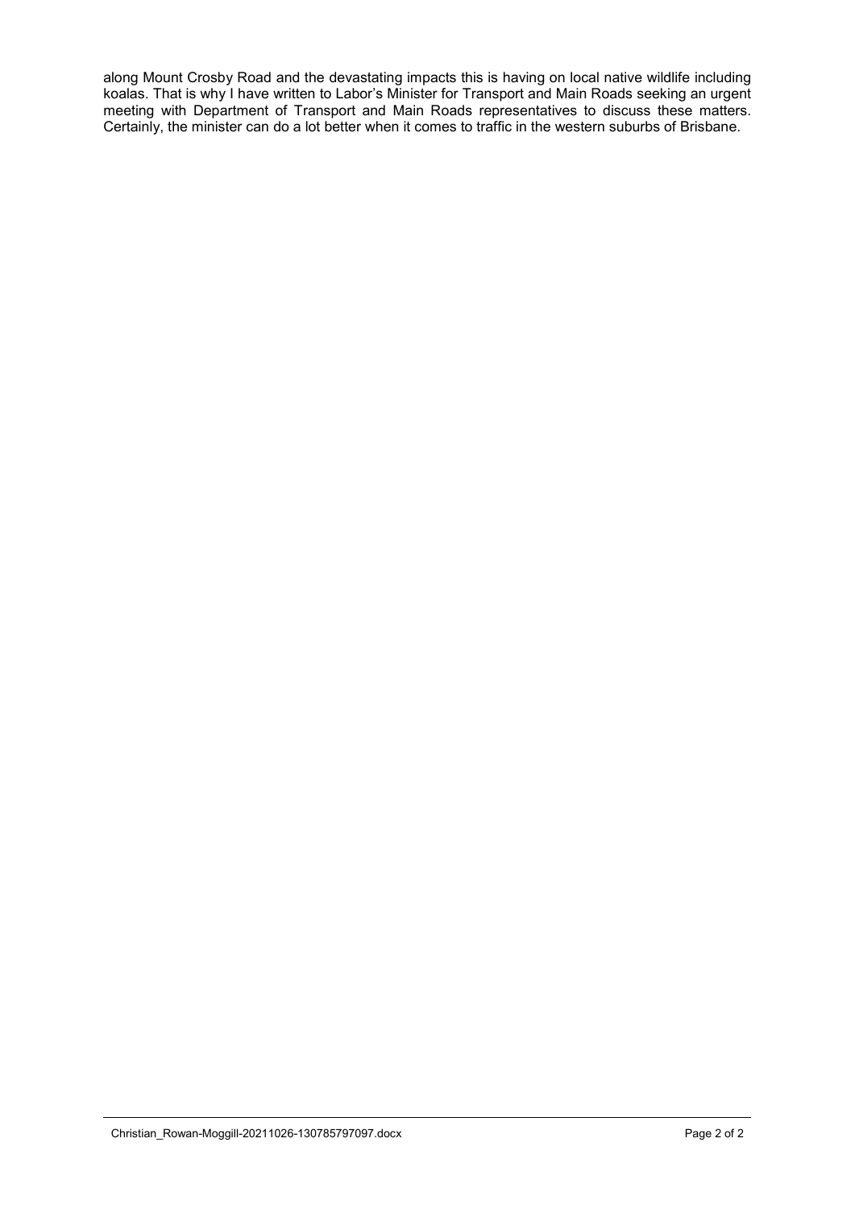along Mount Crosby Road and the devastating impacts this is having on local native wildlife including koalas. That is why I have written to Labor's Minister for Transport and Main Roads seeking an urgent meeting with Department of Transport and Main Roads representatives to discuss these matters. Certainly, the minister can do a lot better when it comes to traffic in the western suburbs of Brisbane.